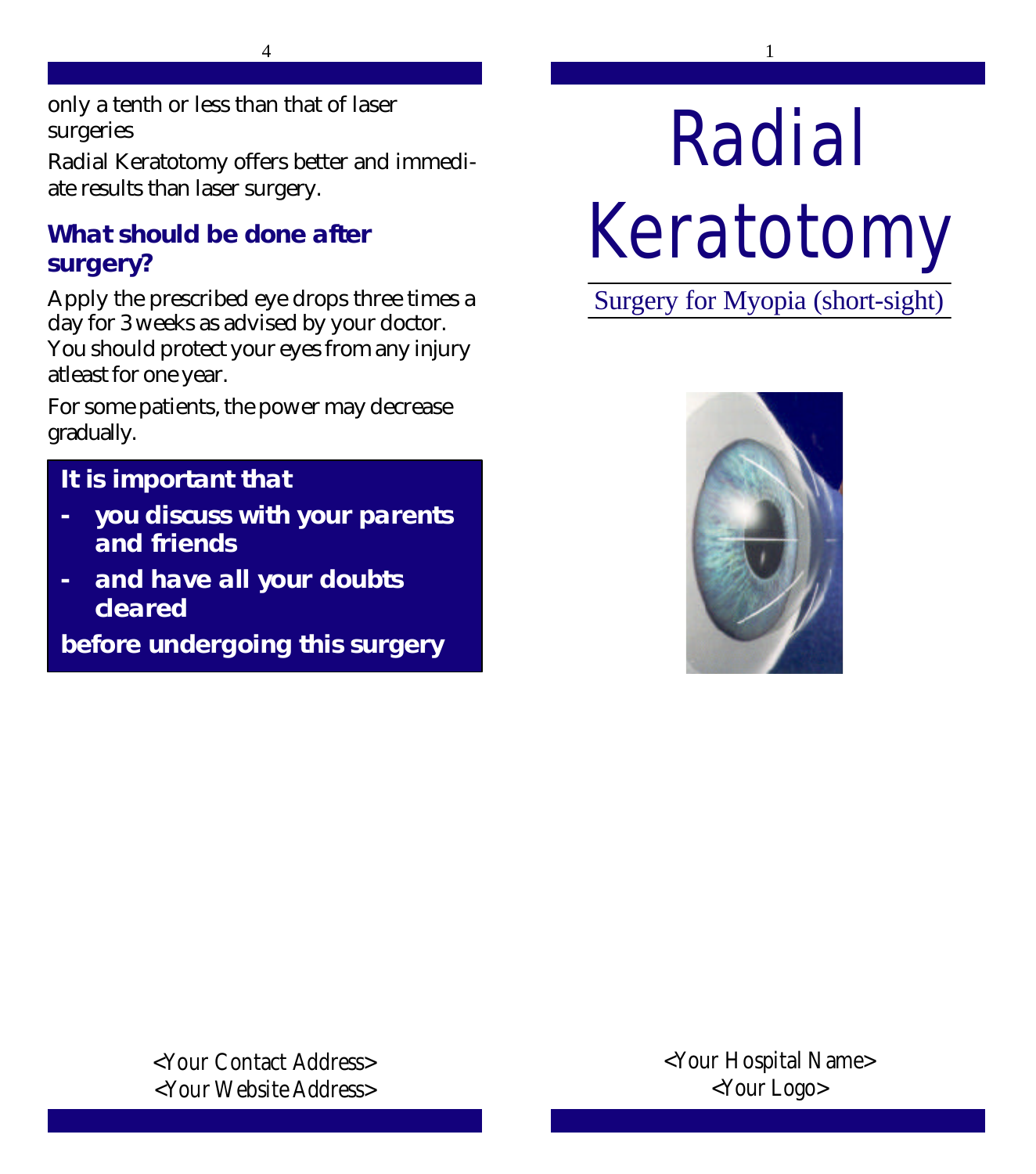only a tenth or less than that of laser surgeries

Radial Keratotomy offers better and immediate results than laser surgery.

## What should be done after surgery?

Apply the prescribed eye drops three times a day for 3 weeks as advised by your doctor. You should protect your eyes from any injury atleast for one year.

For some patients, the power may decrease gradually.

**It is important that**

- **you discuss with your parents and friends**
- **and have all your doubts cleared**

**before undergoing this surgery**

<Your Contact Address>
<Your Website Address>

# Radial Keratotomy

Surgery for Myopia (short-sight)

<Your Hospital Name>
<Your Logo>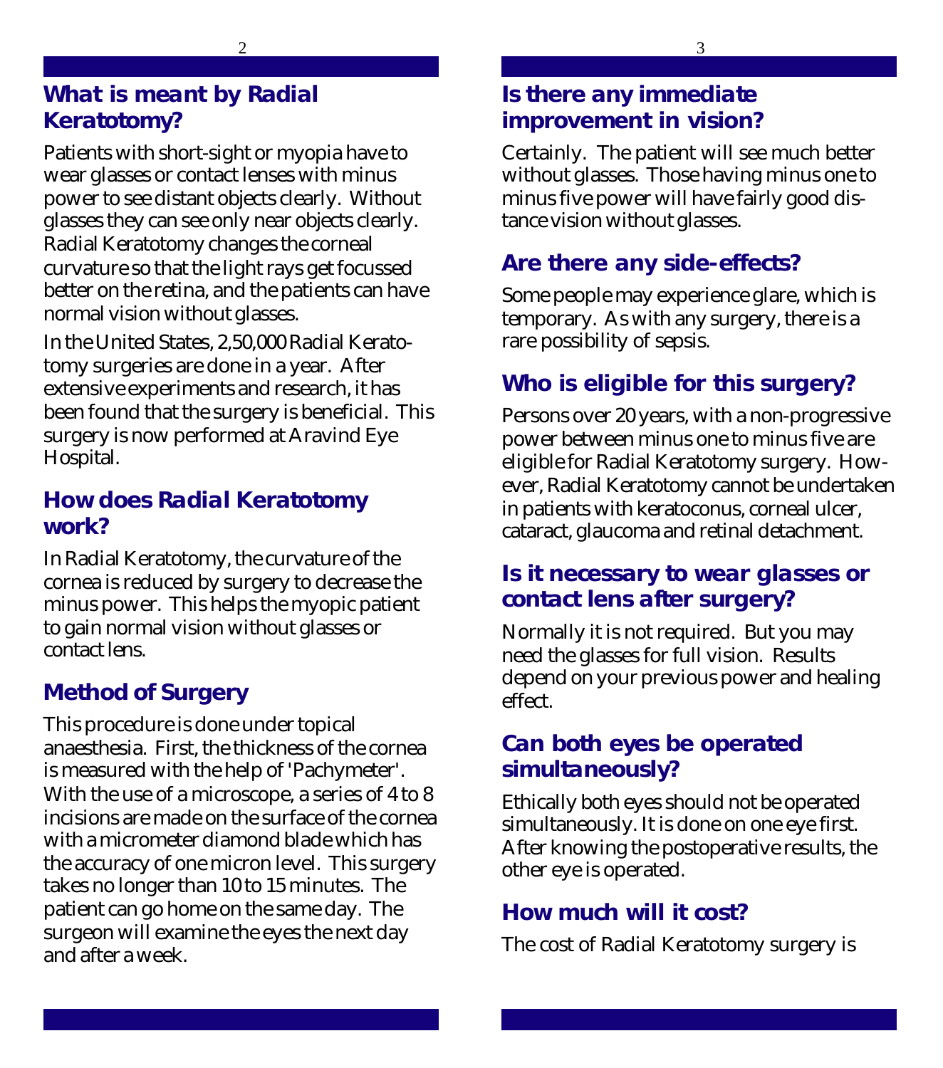## What is meant by Radial Keratotomy?

Patients with short-sight or myopia have to wear glasses or contact lenses with minus power to see distant objects clearly. Without glasses they can see only near objects clearly. Radial Keratotomy changes the corneal curvature so that the light rays get focussed better on the retina, and the patients can have normal vision without glasses.

In the United States, 2,50,000 Radial Keratotomy surgeries are done in a year. After extensive experiments and research, it has been found that the surgery is beneficial. This surgery is now performed at Aravind Eye Hospital.

## How does Radial Keratotomy work?

In Radial Keratotomy, the curvature of the cornea is reduced by surgery to decrease the minus power. This helps the myopic patient to gain normal vision without glasses or contact lens.

## Method of Surgery

This procedure is done under topical anaesthesia. First, the thickness of the cornea is measured with the help of 'Pachymeter'. With the use of a microscope, a series of 4 to 8 incisions are made on the surface of the cornea with a micrometer diamond blade which has the accuracy of one micron level. This surgery takes no longer than 10 to 15 minutes. The patient can go home on the same day. The surgeon will examine the eyes the next day and after a week.

## Is there any immediate improvement in vision?

Certainly. The patient will see much better without glasses. Those having minus one to minus five power will have fairly good distance vision without glasses.

## Are there any side-effects?

Some people may experience glare, which is temporary. As with any surgery, there is a rare possibility of sepsis.

## Who is eligible for this surgery?

Persons over 20 years, with a non-progressive power between minus one to minus five are eligible for Radial Keratotomy surgery. However, Radial Keratotomy cannot be undertaken in patients with keratoconus, corneal ulcer, cataract, glaucoma and retinal detachment.

## Is it necessary to wear glasses or contact lens after surgery?

Normally it is not required. But you may need the glasses for full vision. Results depend on your previous power and healing effect.

## Can both eyes be operated simultaneously?

Ethically both eyes should not be operated simultaneously. It is done on one eye first. After knowing the postoperative results, the other eye is operated.

## How much will it cost?

The cost of Radial Keratotomy surgery is